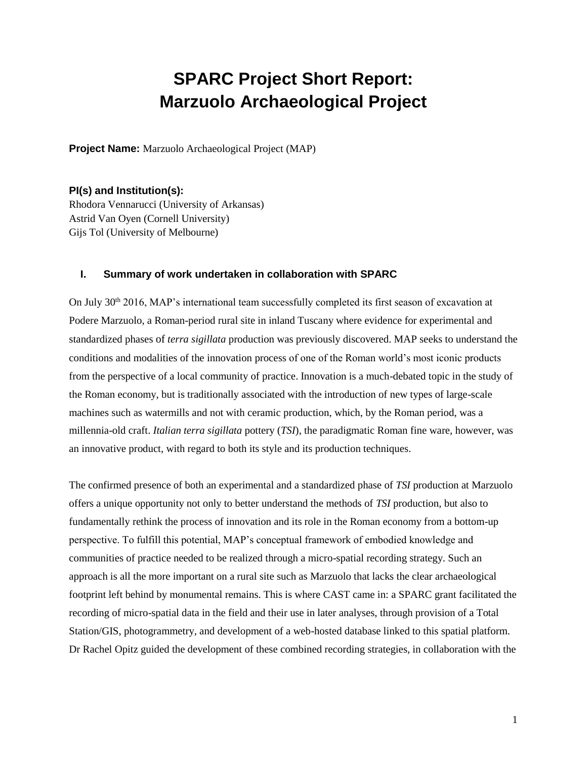# SPARC Project Short Report: Marzuolo Archaeological Project

**Project Name:** Marzuolo Archaeological Project (MAP)

**PI(s) and Institution(s):**
Rhodora Vennarucci (University of Arkansas)
Astrid Van Oyen (Cornell University)
Gijs Tol (University of Melbourne)

## I. Summary of work undertaken in collaboration with SPARC

On July 30th 2016, MAP's international team successfully completed its first season of excavation at Podere Marzuolo, a Roman-period rural site in inland Tuscany where evidence for experimental and standardized phases of *terra sigillata* production was previously discovered. MAP seeks to understand the conditions and modalities of the innovation process of one of the Roman world's most iconic products from the perspective of a local community of practice. Innovation is a much-debated topic in the study of the Roman economy, but is traditionally associated with the introduction of new types of large-scale machines such as watermills and not with ceramic production, which, by the Roman period, was a millennia-old craft. *Italian terra sigillata* pottery (*TSI*), the paradigmatic Roman fine ware, however, was an innovative product, with regard to both its style and its production techniques.

The confirmed presence of both an experimental and a standardized phase of *TSI* production at Marzuolo offers a unique opportunity not only to better understand the methods of *TSI* production, but also to fundamentally rethink the process of innovation and its role in the Roman economy from a bottom-up perspective. To fulfill this potential, MAP's conceptual framework of embodied knowledge and communities of practice needed to be realized through a micro-spatial recording strategy. Such an approach is all the more important on a rural site such as Marzuolo that lacks the clear archaeological footprint left behind by monumental remains. This is where CAST came in: a SPARC grant facilitated the recording of micro-spatial data in the field and their use in later analyses, through provision of a Total Station/GIS, photogrammetry, and development of a web-hosted database linked to this spatial platform. Dr Rachel Opitz guided the development of these combined recording strategies, in collaboration with the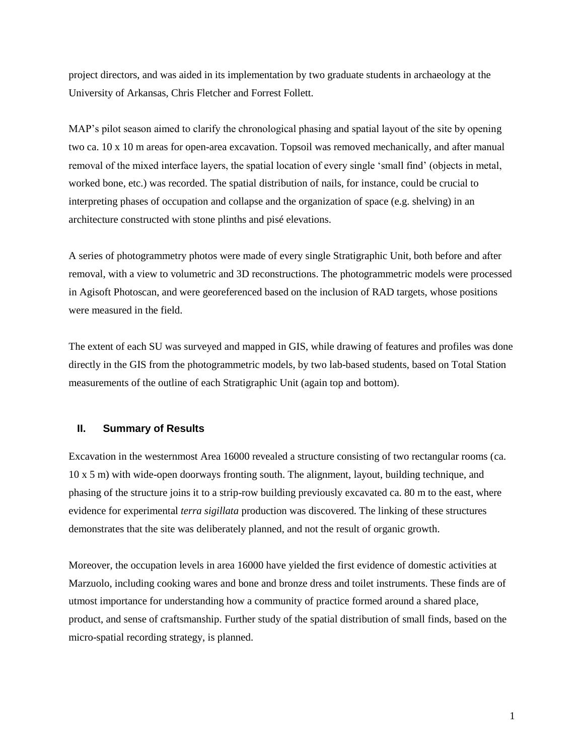project directors, and was aided in its implementation by two graduate students in archaeology at the University of Arkansas, Chris Fletcher and Forrest Follett.

MAP's pilot season aimed to clarify the chronological phasing and spatial layout of the site by opening two ca. 10 x 10 m areas for open-area excavation. Topsoil was removed mechanically, and after manual removal of the mixed interface layers, the spatial location of every single 'small find' (objects in metal, worked bone, etc.) was recorded. The spatial distribution of nails, for instance, could be crucial to interpreting phases of occupation and collapse and the organization of space (e.g. shelving) in an architecture constructed with stone plinths and pisé elevations.

A series of photogrammetry photos were made of every single Stratigraphic Unit, both before and after removal, with a view to volumetric and 3D reconstructions. The photogrammetric models were processed in Agisoft Photoscan, and were georeferenced based on the inclusion of RAD targets, whose positions were measured in the field.

The extent of each SU was surveyed and mapped in GIS, while drawing of features and profiles was done directly in the GIS from the photogrammetric models, by two lab-based students, based on Total Station measurements of the outline of each Stratigraphic Unit (again top and bottom).

## II. Summary of Results

Excavation in the westernmost Area 16000 revealed a structure consisting of two rectangular rooms (ca. 10 x 5 m) with wide-open doorways fronting south. The alignment, layout, building technique, and phasing of the structure joins it to a strip-row building previously excavated ca. 80 m to the east, where evidence for experimental *terra sigillata* production was discovered. The linking of these structures demonstrates that the site was deliberately planned, and not the result of organic growth.

Moreover, the occupation levels in area 16000 have yielded the first evidence of domestic activities at Marzuolo, including cooking wares and bone and bronze dress and toilet instruments. These finds are of utmost importance for understanding how a community of practice formed around a shared place, product, and sense of craftsmanship. Further study of the spatial distribution of small finds, based on the micro-spatial recording strategy, is planned.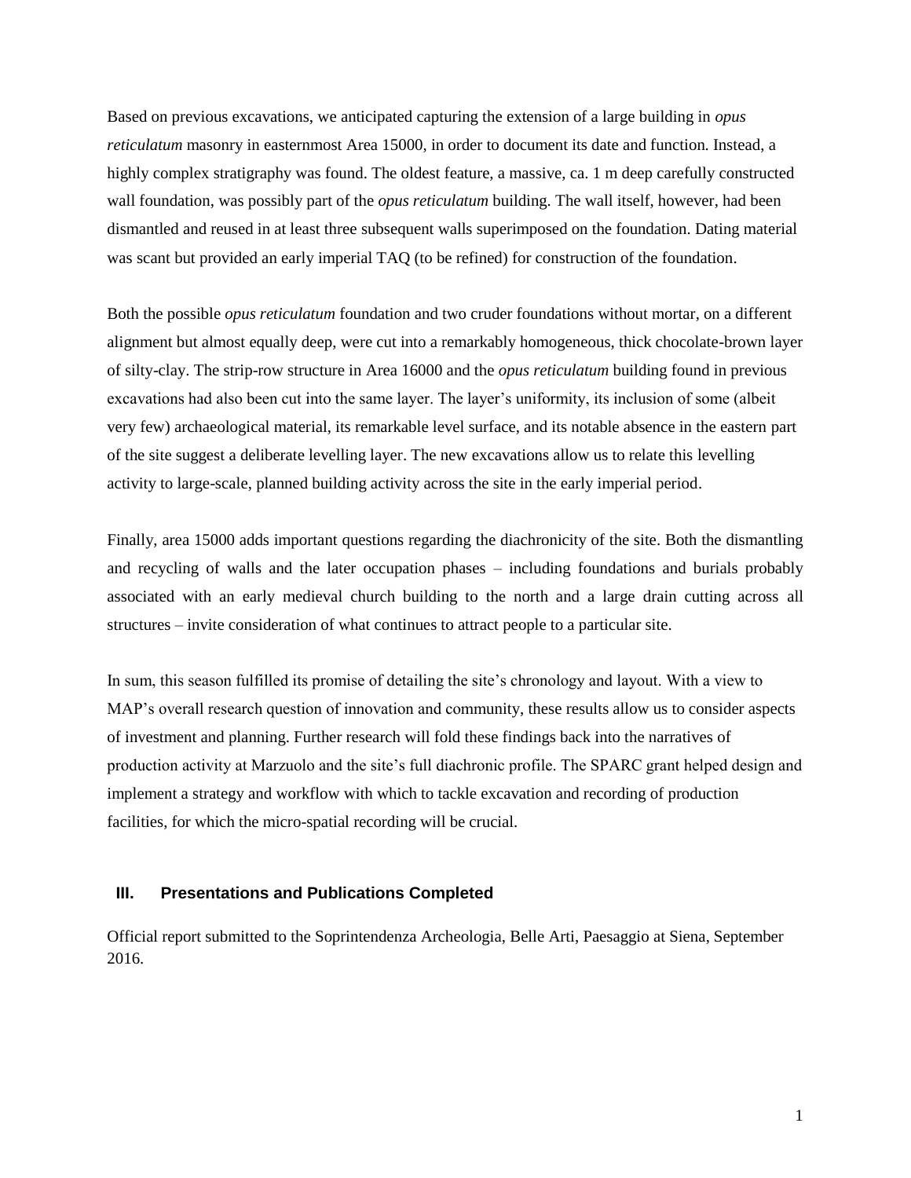Based on previous excavations, we anticipated capturing the extension of a large building in *opus reticulatum* masonry in easternmost Area 15000, in order to document its date and function. Instead, a highly complex stratigraphy was found. The oldest feature, a massive, ca. 1 m deep carefully constructed wall foundation, was possibly part of the *opus reticulatum* building. The wall itself, however, had been dismantled and reused in at least three subsequent walls superimposed on the foundation. Dating material was scant but provided an early imperial TAQ (to be refined) for construction of the foundation.

Both the possible *opus reticulatum* foundation and two cruder foundations without mortar, on a different alignment but almost equally deep, were cut into a remarkably homogeneous, thick chocolate-brown layer of silty-clay. The strip-row structure in Area 16000 and the *opus reticulatum* building found in previous excavations had also been cut into the same layer. The layer's uniformity, its inclusion of some (albeit very few) archaeological material, its remarkable level surface, and its notable absence in the eastern part of the site suggest a deliberate levelling layer. The new excavations allow us to relate this levelling activity to large-scale, planned building activity across the site in the early imperial period.

Finally, area 15000 adds important questions regarding the diachronicity of the site. Both the dismantling and recycling of walls and the later occupation phases – including foundations and burials probably associated with an early medieval church building to the north and a large drain cutting across all structures – invite consideration of what continues to attract people to a particular site.

In sum, this season fulfilled its promise of detailing the site's chronology and layout. With a view to MAP's overall research question of innovation and community, these results allow us to consider aspects of investment and planning. Further research will fold these findings back into the narratives of production activity at Marzuolo and the site's full diachronic profile. The SPARC grant helped design and implement a strategy and workflow with which to tackle excavation and recording of production facilities, for which the micro-spatial recording will be crucial.

## III. Presentations and Publications Completed

Official report submitted to the Soprintendenza Archeologia, Belle Arti, Paesaggio at Siena, September 2016.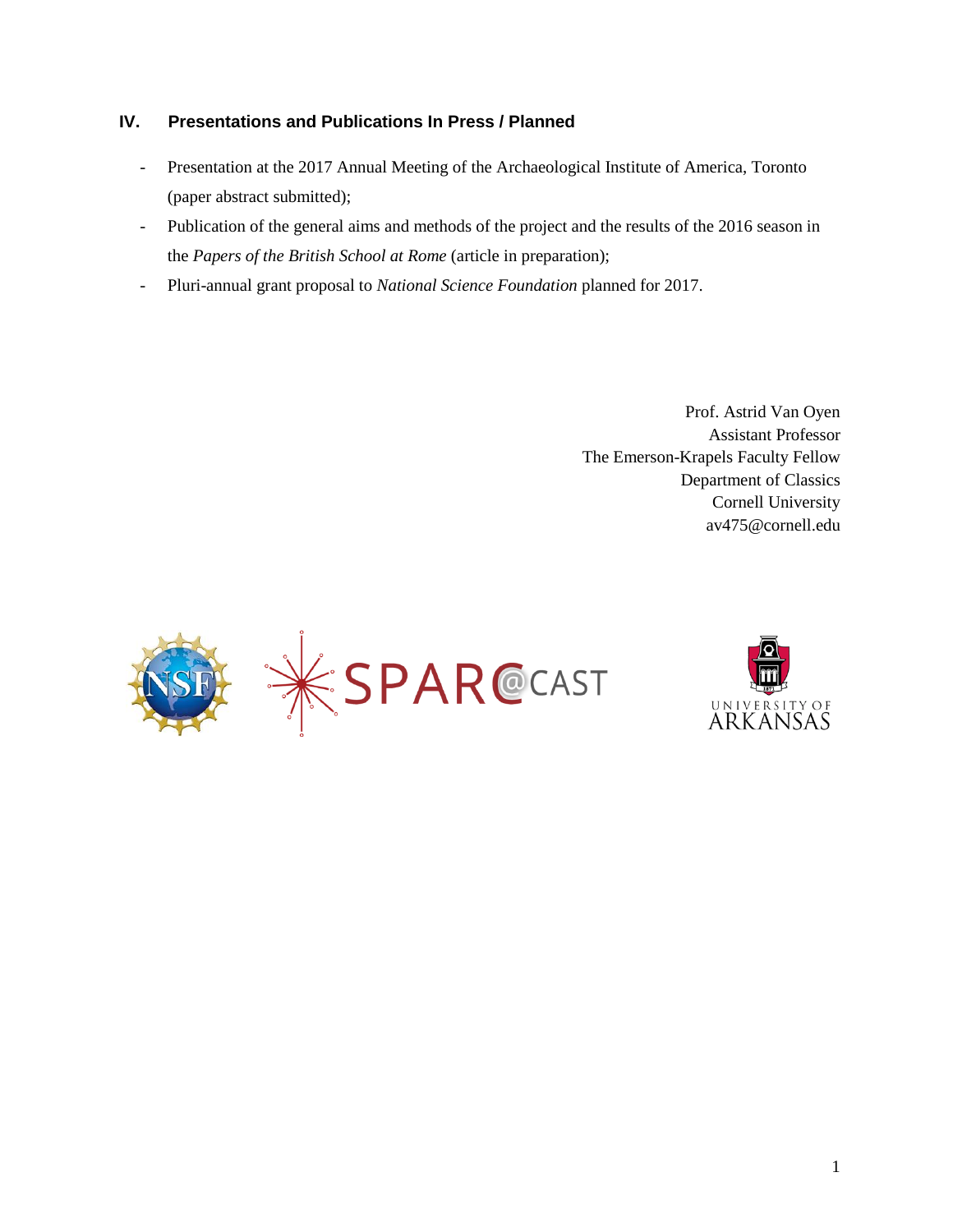## IV. Presentations and Publications In Press / Planned

- Presentation at the 2017 Annual Meeting of the Archaeological Institute of America, Toronto (paper abstract submitted);
- Publication of the general aims and methods of the project and the results of the 2016 season in the *Papers of the British School at Rome* (article in preparation);
- Pluri-annual grant proposal to *National Science Foundation* planned for 2017.

Prof. Astrid Van Oyen  
Assistant Professor  
The Emerson-Krapels Faculty Fellow  
Department of Classics  
Cornell University  
av475@cornell.edu